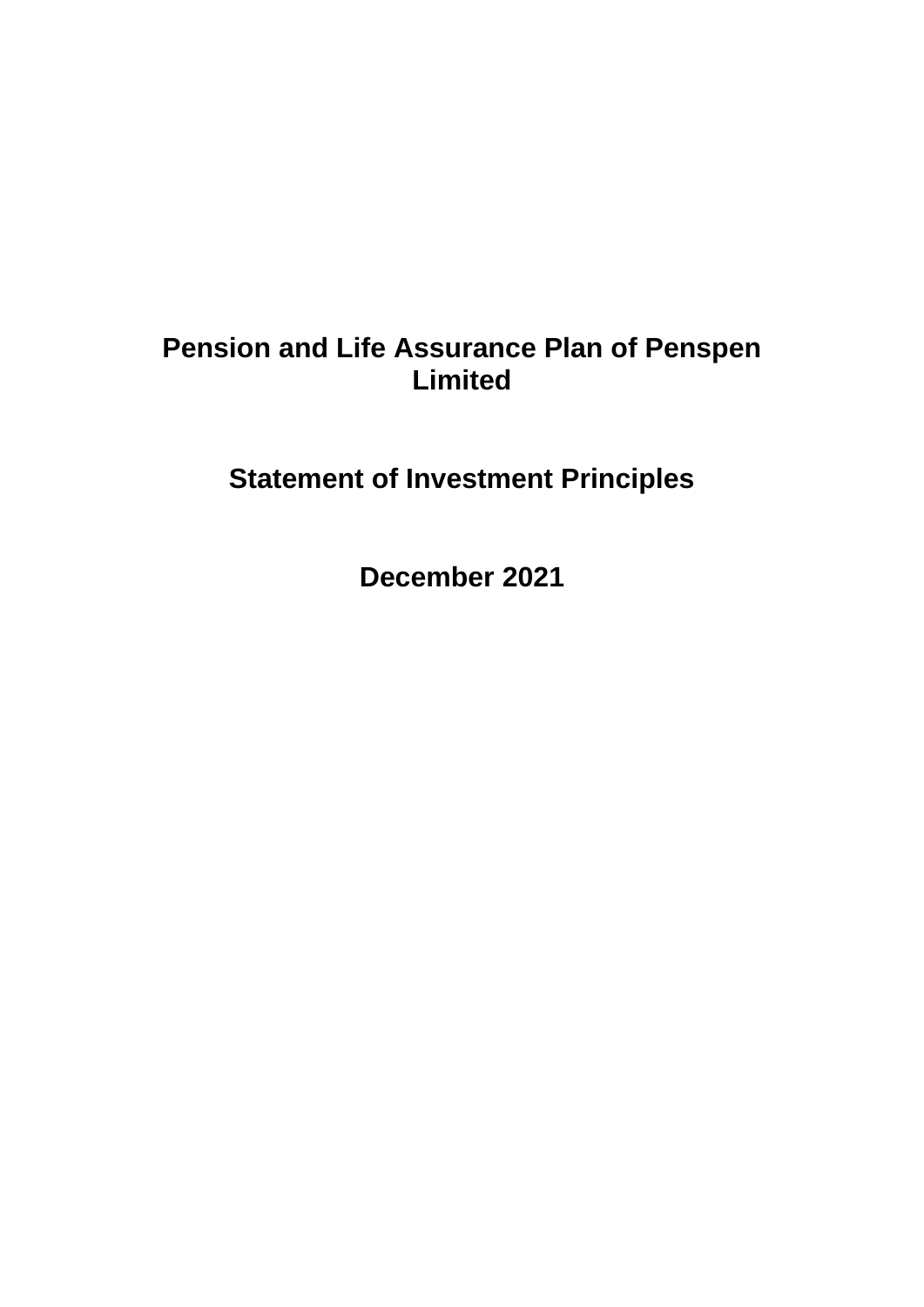# Pension and Life Assurance Plan of Penspen Limited

## Statement of Investment Principles

## December 2021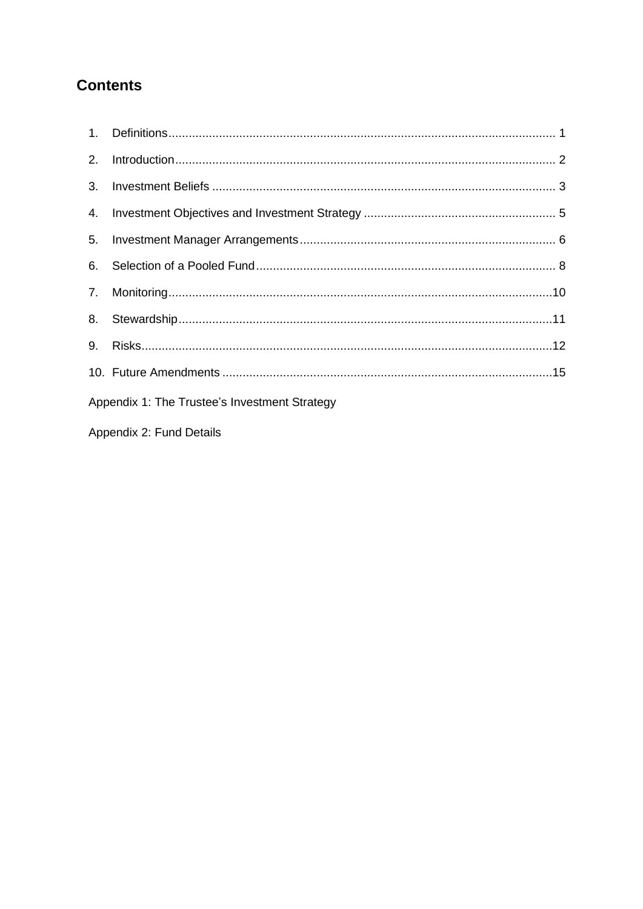## Contents

1. Definitions ........................................................................................................ 1
2. Introduction ...................................................................................................... 2
3. Investment Beliefs ............................................................................................ 3
4. Investment Objectives and Investment Strategy ................................................ 5
5. Investment Manager Arrangements ................................................................... 6
6. Selection of a Pooled Fund ................................................................................ 8
7. Monitoring ....................................................................................................... 10
8. Stewardship ..................................................................................................... 11
9. Risks ................................................................................................................ 12
10. Future Amendments ........................................................................................ 15

Appendix 1: The Trustee's Investment Strategy

Appendix 2: Fund Details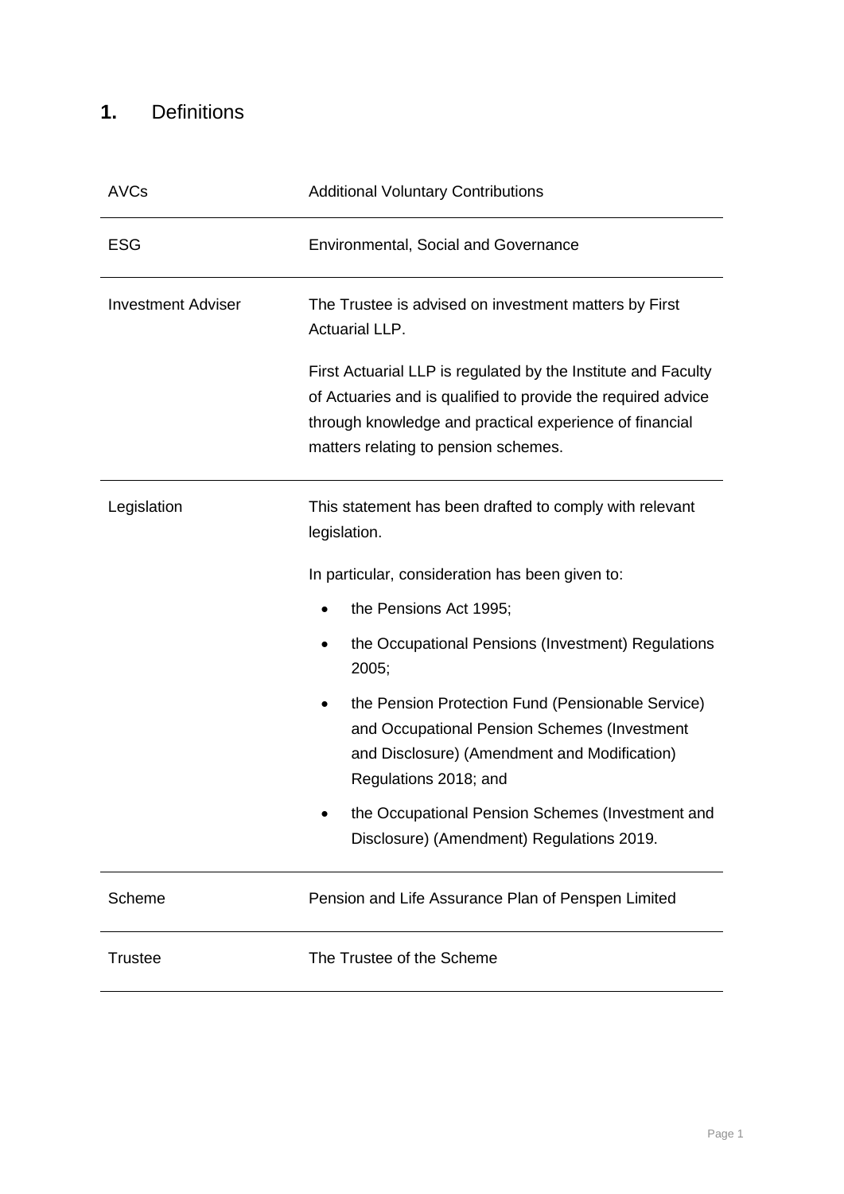# 1. Definitions

| | |
|---|---|
| AVCs | Additional Voluntary Contributions |
| ESG | Environmental, Social and Governance |
| Investment Adviser | The Trustee is advised on investment matters by First Actuarial LLP.<br><br>First Actuarial LLP is regulated by the Institute and Faculty of Actuaries and is qualified to provide the required advice through knowledge and practical experience of financial matters relating to pension schemes. |
| Legislation | This statement has been drafted to comply with relevant legislation.<br><br>In particular, consideration has been given to:<br>• the Pensions Act 1995;<br>• the Occupational Pensions (Investment) Regulations 2005;<br>• the Pension Protection Fund (Pensionable Service) and Occupational Pension Schemes (Investment and Disclosure) (Amendment and Modification) Regulations 2018; and<br>• the Occupational Pension Schemes (Investment and Disclosure) (Amendment) Regulations 2019. |
| Scheme | Pension and Life Assurance Plan of Penspen Limited |
| Trustee | The Trustee of the Scheme |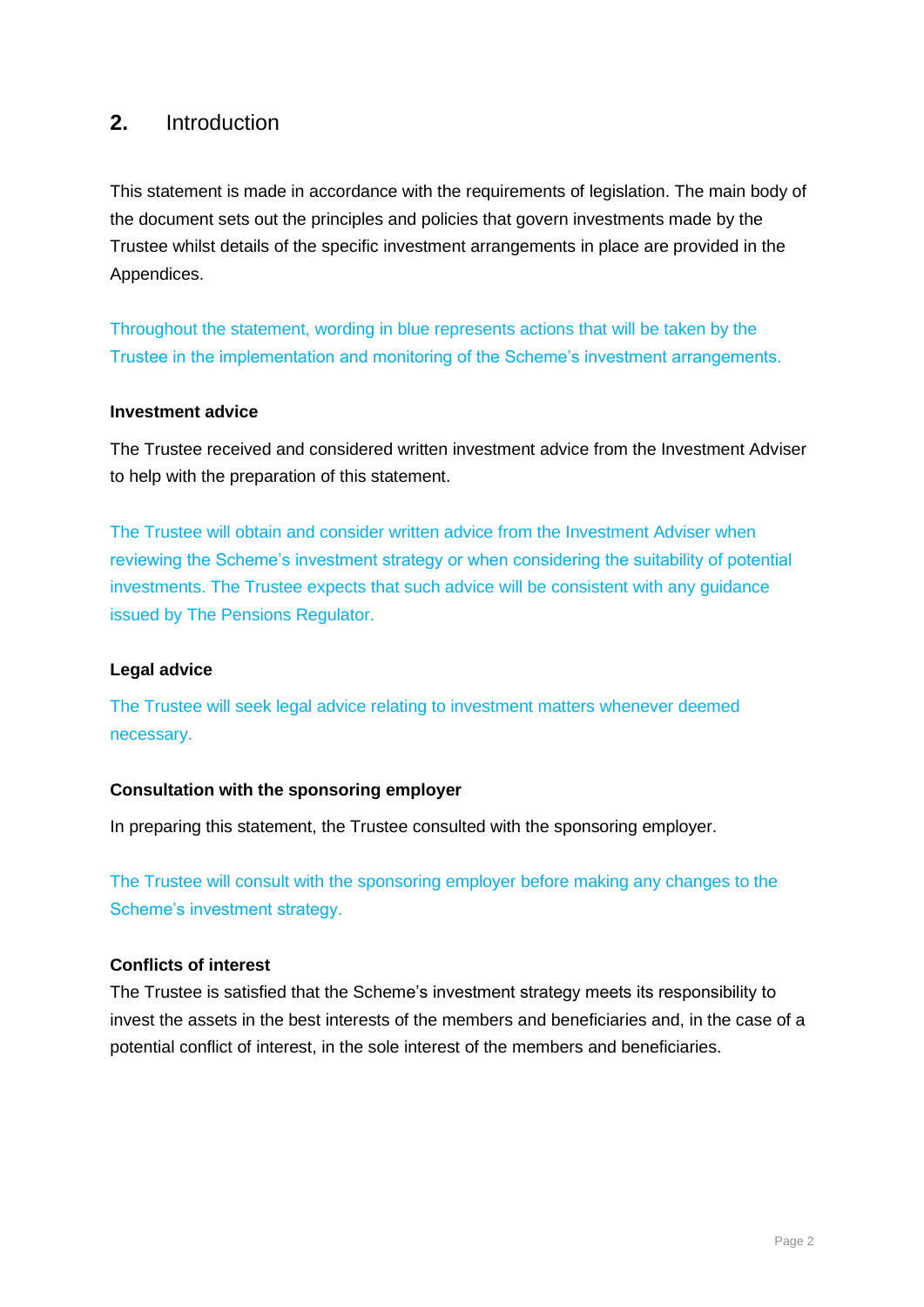## 2. Introduction

This statement is made in accordance with the requirements of legislation. The main body of the document sets out the principles and policies that govern investments made by the Trustee whilst details of the specific investment arrangements in place are provided in the Appendices.

Throughout the statement, wording in blue represents actions that will be taken by the Trustee in the implementation and monitoring of the Scheme's investment arrangements.

**Investment advice**

The Trustee received and considered written investment advice from the Investment Adviser to help with the preparation of this statement.

The Trustee will obtain and consider written advice from the Investment Adviser when reviewing the Scheme's investment strategy or when considering the suitability of potential investments. The Trustee expects that such advice will be consistent with any guidance issued by The Pensions Regulator.

**Legal advice**

The Trustee will seek legal advice relating to investment matters whenever deemed necessary.

**Consultation with the sponsoring employer**

In preparing this statement, the Trustee consulted with the sponsoring employer.

The Trustee will consult with the sponsoring employer before making any changes to the Scheme's investment strategy.

**Conflicts of interest**

The Trustee is satisfied that the Scheme's investment strategy meets its responsibility to invest the assets in the best interests of the members and beneficiaries and, in the case of a potential conflict of interest, in the sole interest of the members and beneficiaries.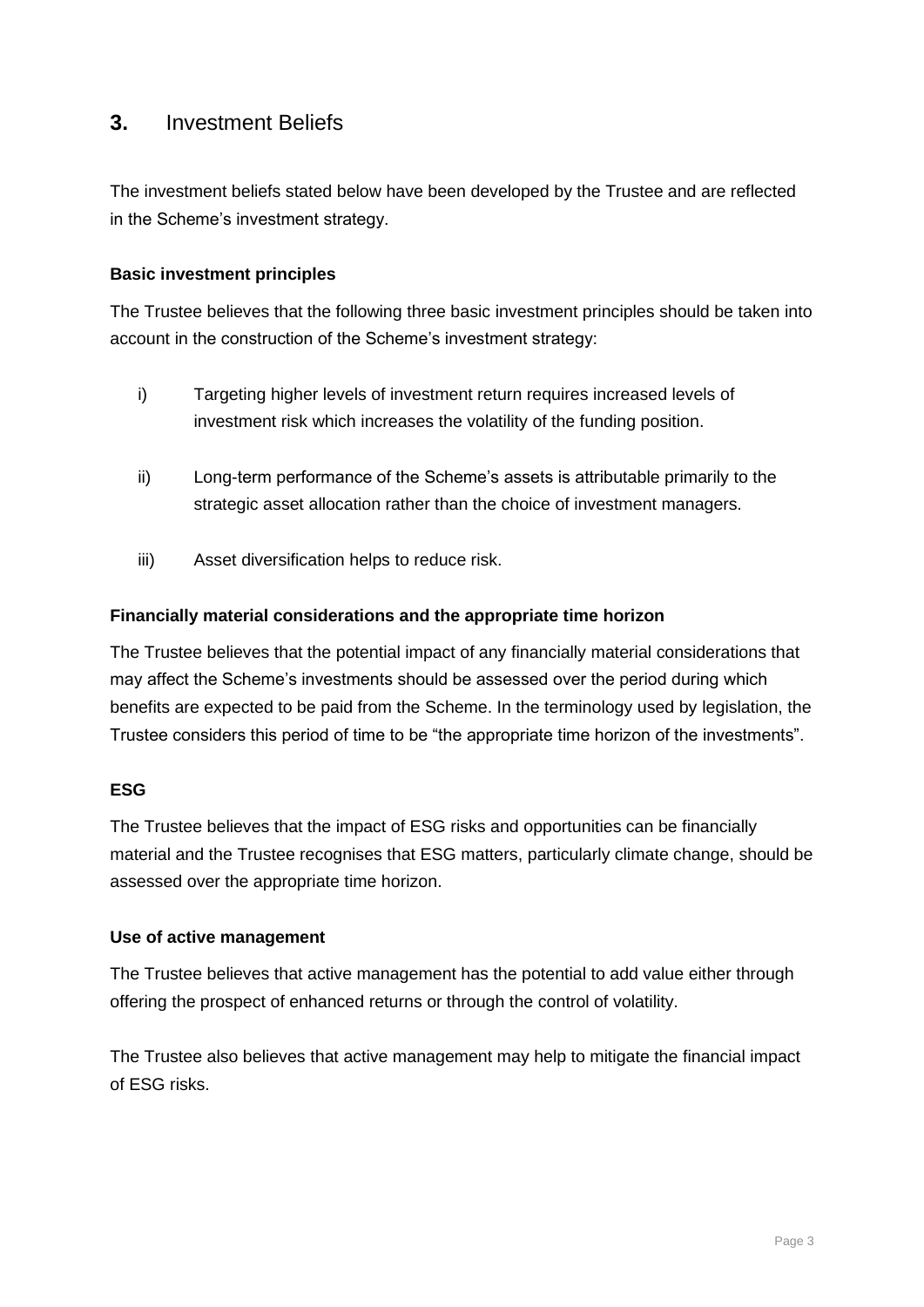## 3. Investment Beliefs

The investment beliefs stated below have been developed by the Trustee and are reflected in the Scheme's investment strategy.

**Basic investment principles**

The Trustee believes that the following three basic investment principles should be taken into account in the construction of the Scheme's investment strategy:

i) Targeting higher levels of investment return requires increased levels of investment risk which increases the volatility of the funding position.

ii) Long-term performance of the Scheme's assets is attributable primarily to the strategic asset allocation rather than the choice of investment managers.

iii) Asset diversification helps to reduce risk.

**Financially material considerations and the appropriate time horizon**

The Trustee believes that the potential impact of any financially material considerations that may affect the Scheme's investments should be assessed over the period during which benefits are expected to be paid from the Scheme. In the terminology used by legislation, the Trustee considers this period of time to be "the appropriate time horizon of the investments".

**ESG**

The Trustee believes that the impact of ESG risks and opportunities can be financially material and the Trustee recognises that ESG matters, particularly climate change, should be assessed over the appropriate time horizon.

**Use of active management**

The Trustee believes that active management has the potential to add value either through offering the prospect of enhanced returns or through the control of volatility.

The Trustee also believes that active management may help to mitigate the financial impact of ESG risks.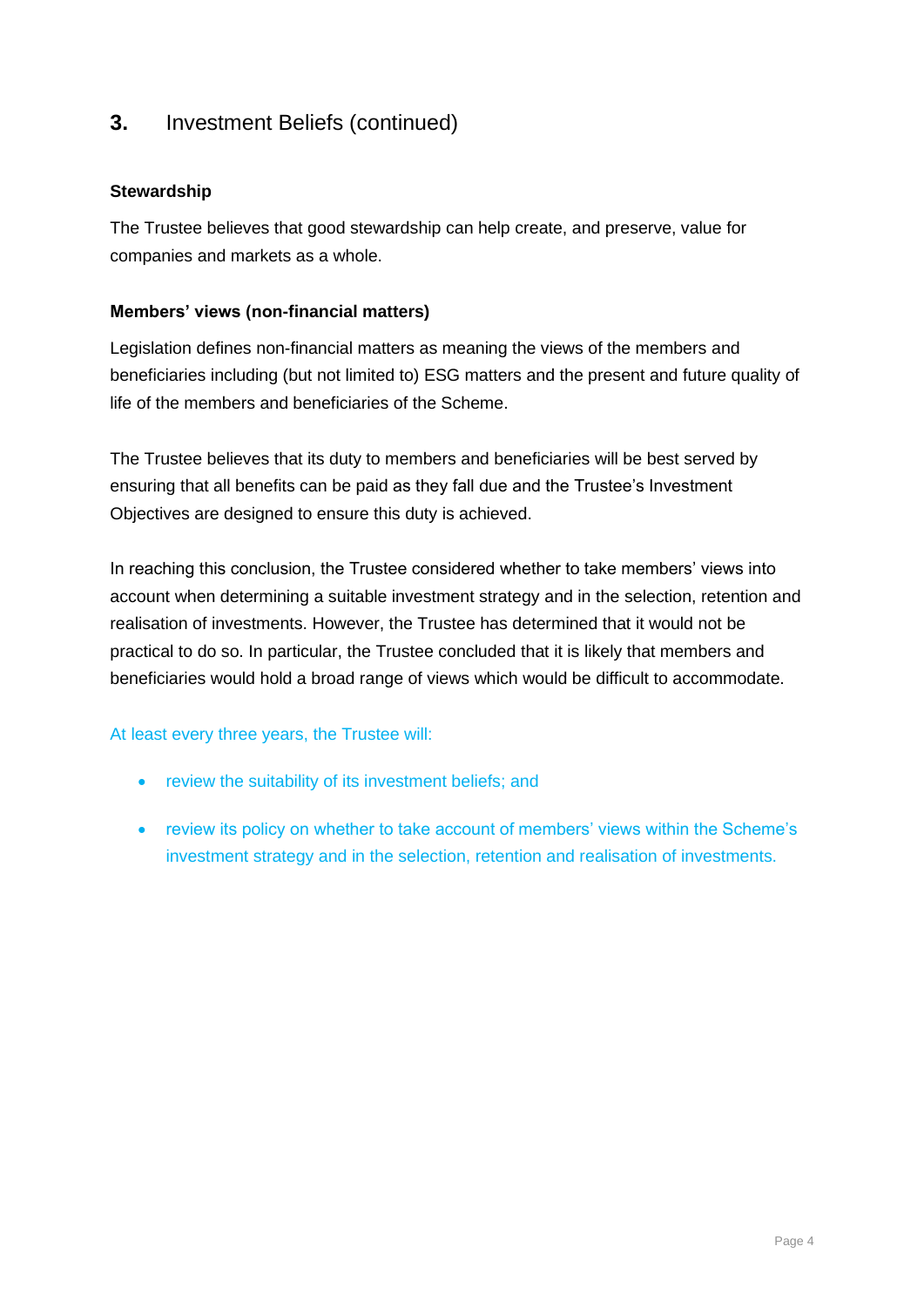## 3. Investment Beliefs (continued)

**Stewardship**

The Trustee believes that good stewardship can help create, and preserve, value for companies and markets as a whole.

**Members' views (non-financial matters)**

Legislation defines non-financial matters as meaning the views of the members and beneficiaries including (but not limited to) ESG matters and the present and future quality of life of the members and beneficiaries of the Scheme.

The Trustee believes that its duty to members and beneficiaries will be best served by ensuring that all benefits can be paid as they fall due and the Trustee's Investment Objectives are designed to ensure this duty is achieved.

In reaching this conclusion, the Trustee considered whether to take members' views into account when determining a suitable investment strategy and in the selection, retention and realisation of investments. However, the Trustee has determined that it would not be practical to do so. In particular, the Trustee concluded that it is likely that members and beneficiaries would hold a broad range of views which would be difficult to accommodate.

At least every three years, the Trustee will:

- review the suitability of its investment beliefs; and
- review its policy on whether to take account of members' views within the Scheme's investment strategy and in the selection, retention and realisation of investments.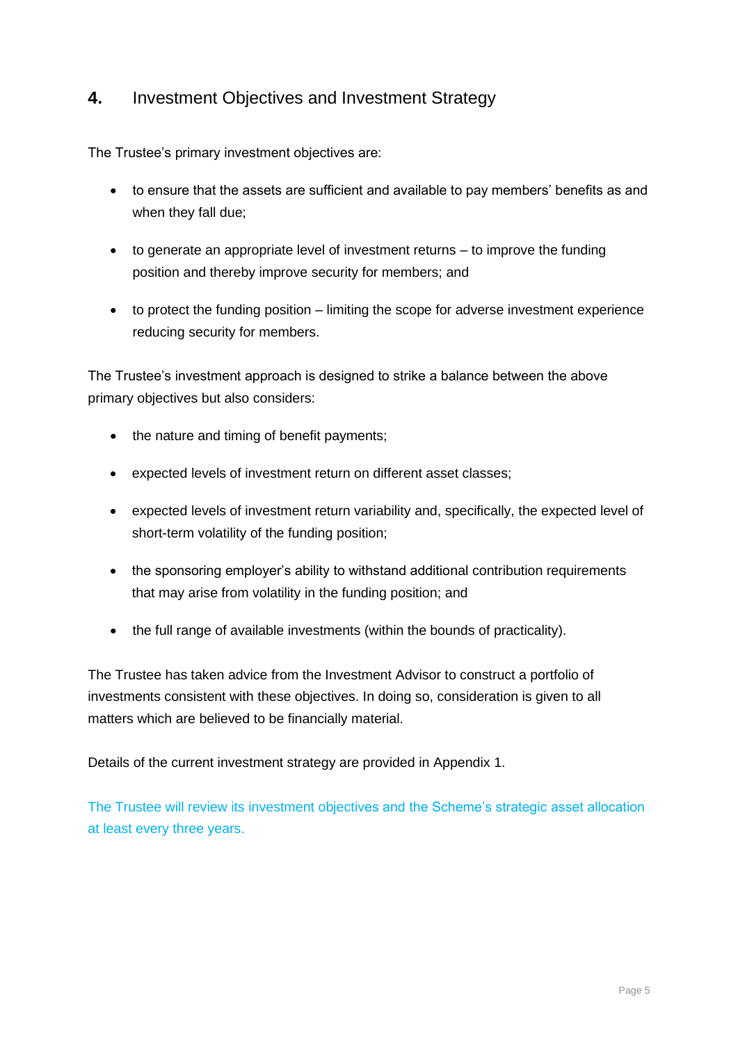## 4. Investment Objectives and Investment Strategy

The Trustee's primary investment objectives are:

- to ensure that the assets are sufficient and available to pay members' benefits as and when they fall due;
- to generate an appropriate level of investment returns – to improve the funding position and thereby improve security for members; and
- to protect the funding position – limiting the scope for adverse investment experience reducing security for members.

The Trustee's investment approach is designed to strike a balance between the above primary objectives but also considers:

- the nature and timing of benefit payments;
- expected levels of investment return on different asset classes;
- expected levels of investment return variability and, specifically, the expected level of short-term volatility of the funding position;
- the sponsoring employer's ability to withstand additional contribution requirements that may arise from volatility in the funding position; and
- the full range of available investments (within the bounds of practicality).

The Trustee has taken advice from the Investment Advisor to construct a portfolio of investments consistent with these objectives. In doing so, consideration is given to all matters which are believed to be financially material.

Details of the current investment strategy are provided in Appendix 1.

The Trustee will review its investment objectives and the Scheme's strategic asset allocation at least every three years.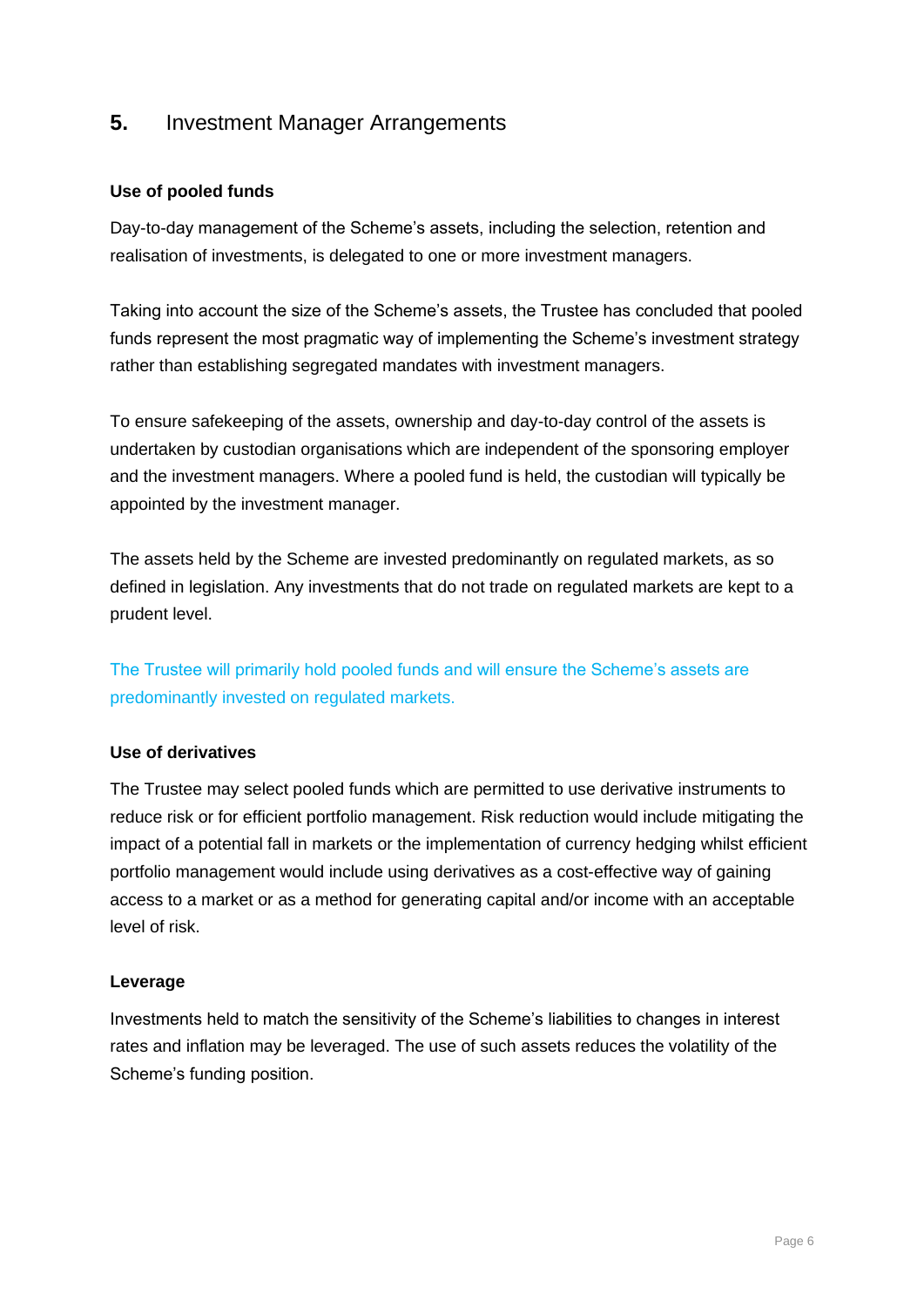## 5. Investment Manager Arrangements

**Use of pooled funds**

Day-to-day management of the Scheme's assets, including the selection, retention and realisation of investments, is delegated to one or more investment managers.

Taking into account the size of the Scheme's assets, the Trustee has concluded that pooled funds represent the most pragmatic way of implementing the Scheme's investment strategy rather than establishing segregated mandates with investment managers.

To ensure safekeeping of the assets, ownership and day-to-day control of the assets is undertaken by custodian organisations which are independent of the sponsoring employer and the investment managers. Where a pooled fund is held, the custodian will typically be appointed by the investment manager.

The assets held by the Scheme are invested predominantly on regulated markets, as so defined in legislation. Any investments that do not trade on regulated markets are kept to a prudent level.

The Trustee will primarily hold pooled funds and will ensure the Scheme's assets are predominantly invested on regulated markets.

**Use of derivatives**

The Trustee may select pooled funds which are permitted to use derivative instruments to reduce risk or for efficient portfolio management. Risk reduction would include mitigating the impact of a potential fall in markets or the implementation of currency hedging whilst efficient portfolio management would include using derivatives as a cost-effective way of gaining access to a market or as a method for generating capital and/or income with an acceptable level of risk.

**Leverage**

Investments held to match the sensitivity of the Scheme's liabilities to changes in interest rates and inflation may be leveraged. The use of such assets reduces the volatility of the Scheme's funding position.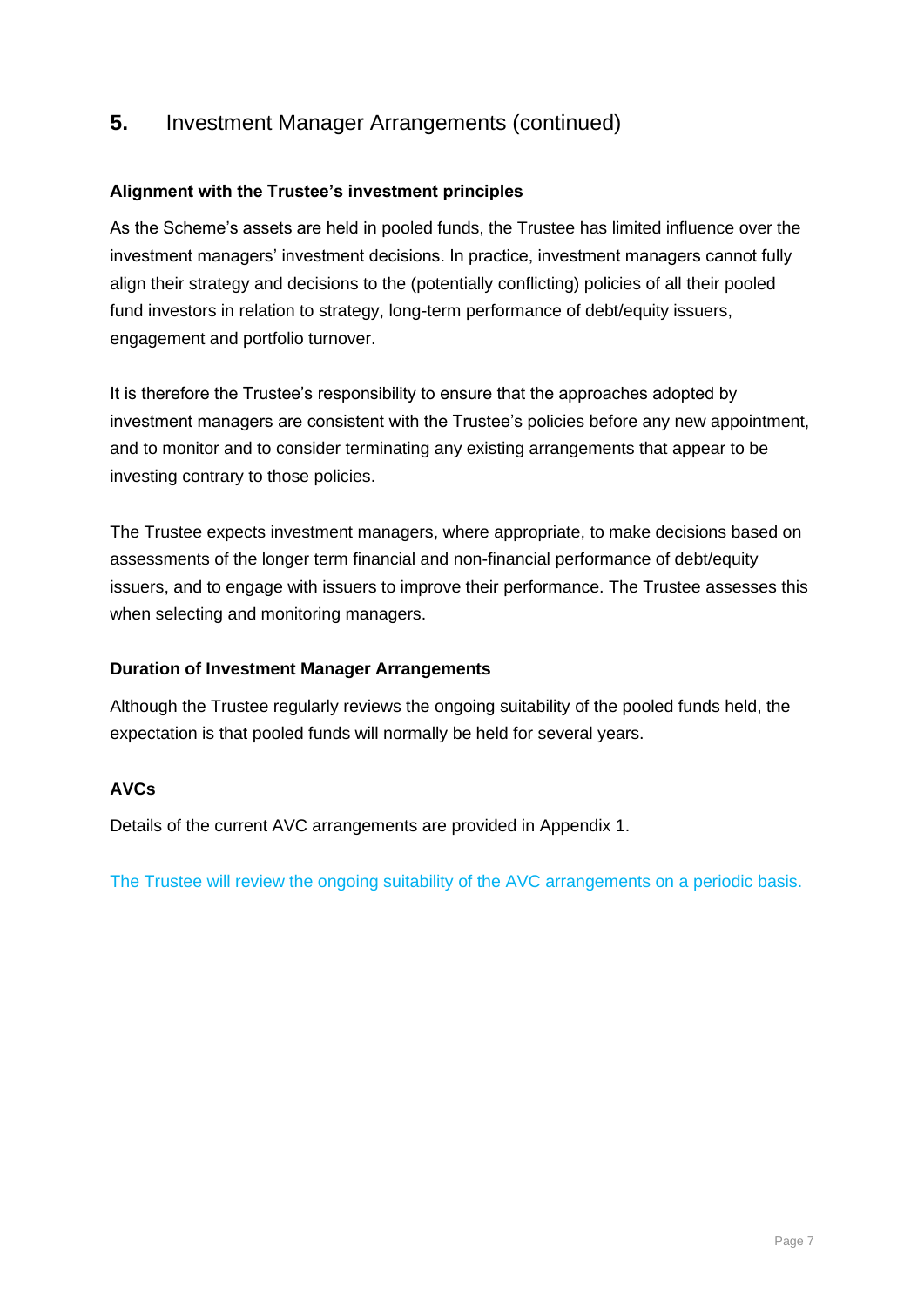## 5. Investment Manager Arrangements (continued)

**Alignment with the Trustee's investment principles**

As the Scheme's assets are held in pooled funds, the Trustee has limited influence over the investment managers' investment decisions. In practice, investment managers cannot fully align their strategy and decisions to the (potentially conflicting) policies of all their pooled fund investors in relation to strategy, long-term performance of debt/equity issuers, engagement and portfolio turnover.

It is therefore the Trustee's responsibility to ensure that the approaches adopted by investment managers are consistent with the Trustee's policies before any new appointment, and to monitor and to consider terminating any existing arrangements that appear to be investing contrary to those policies.

The Trustee expects investment managers, where appropriate, to make decisions based on assessments of the longer term financial and non-financial performance of debt/equity issuers, and to engage with issuers to improve their performance. The Trustee assesses this when selecting and monitoring managers.

**Duration of Investment Manager Arrangements**

Although the Trustee regularly reviews the ongoing suitability of the pooled funds held, the expectation is that pooled funds will normally be held for several years.

**AVCs**

Details of the current AVC arrangements are provided in Appendix 1.

The Trustee will review the ongoing suitability of the AVC arrangements on a periodic basis.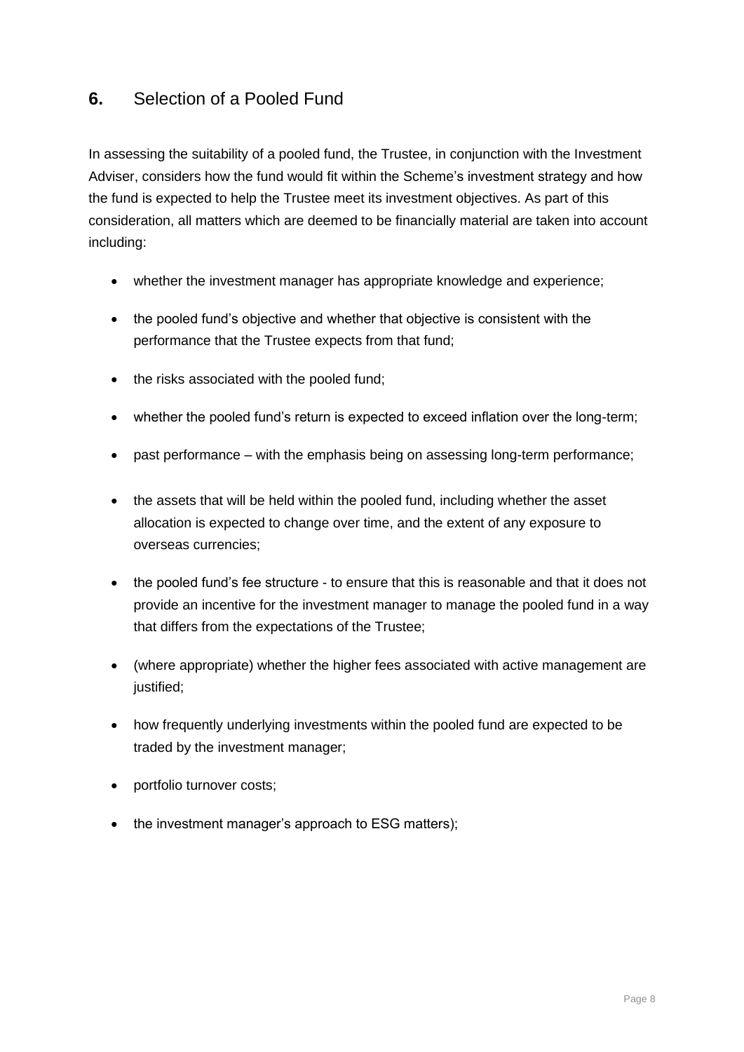## **6.** Selection of a Pooled Fund

In assessing the suitability of a pooled fund, the Trustee, in conjunction with the Investment Adviser, considers how the fund would fit within the Scheme's investment strategy and how the fund is expected to help the Trustee meet its investment objectives. As part of this consideration, all matters which are deemed to be financially material are taken into account including:

- whether the investment manager has appropriate knowledge and experience;
- the pooled fund's objective and whether that objective is consistent with the performance that the Trustee expects from that fund;
- the risks associated with the pooled fund;
- whether the pooled fund's return is expected to exceed inflation over the long-term;
- past performance – with the emphasis being on assessing long-term performance;
- the assets that will be held within the pooled fund, including whether the asset allocation is expected to change over time, and the extent of any exposure to overseas currencies;
- the pooled fund's fee structure - to ensure that this is reasonable and that it does not provide an incentive for the investment manager to manage the pooled fund in a way that differs from the expectations of the Trustee;
- (where appropriate) whether the higher fees associated with active management are justified;
- how frequently underlying investments within the pooled fund are expected to be traded by the investment manager;
- portfolio turnover costs;
- the investment manager's approach to ESG matters);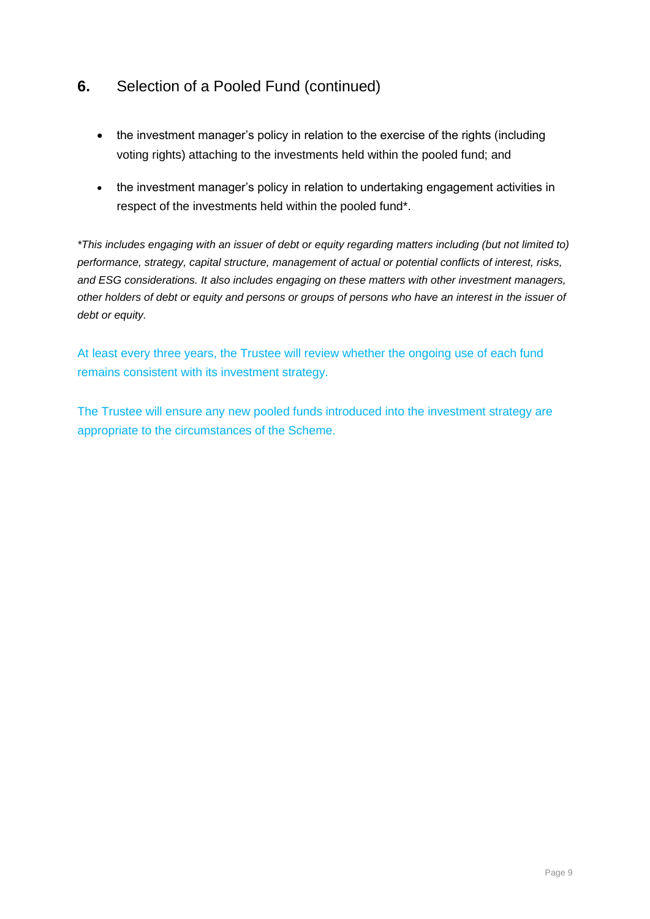## 6. Selection of a Pooled Fund (continued)

- the investment manager's policy in relation to the exercise of the rights (including voting rights) attaching to the investments held within the pooled fund; and
- the investment manager's policy in relation to undertaking engagement activities in respect of the investments held within the pooled fund*.

*\*This includes engaging with an issuer of debt or equity regarding matters including (but not limited to) performance, strategy, capital structure, management of actual or potential conflicts of interest, risks, and ESG considerations. It also includes engaging on these matters with other investment managers, other holders of debt or equity and persons or groups of persons who have an interest in the issuer of debt or equity.*

At least every three years, the Trustee will review whether the ongoing use of each fund remains consistent with its investment strategy.

The Trustee will ensure any new pooled funds introduced into the investment strategy are appropriate to the circumstances of the Scheme.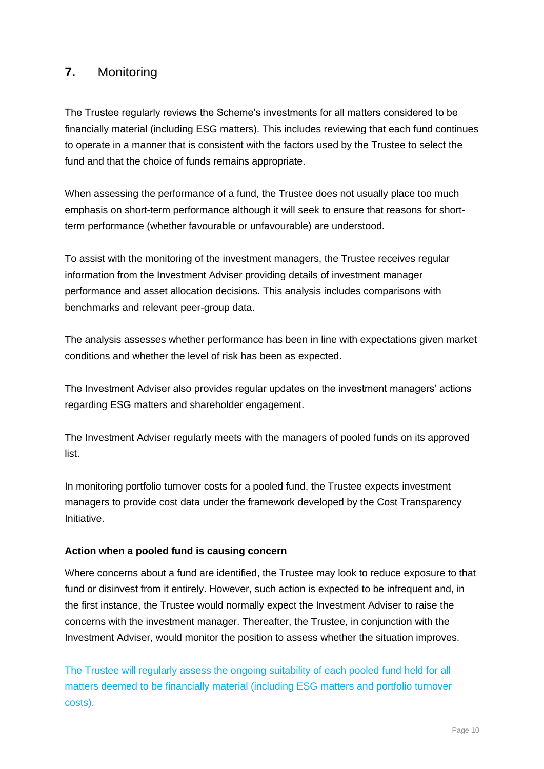## 7. Monitoring

The Trustee regularly reviews the Scheme's investments for all matters considered to be financially material (including ESG matters). This includes reviewing that each fund continues to operate in a manner that is consistent with the factors used by the Trustee to select the fund and that the choice of funds remains appropriate.

When assessing the performance of a fund, the Trustee does not usually place too much emphasis on short-term performance although it will seek to ensure that reasons for short-term performance (whether favourable or unfavourable) are understood.

To assist with the monitoring of the investment managers, the Trustee receives regular information from the Investment Adviser providing details of investment manager performance and asset allocation decisions. This analysis includes comparisons with benchmarks and relevant peer-group data.

The analysis assesses whether performance has been in line with expectations given market conditions and whether the level of risk has been as expected.

The Investment Adviser also provides regular updates on the investment managers' actions regarding ESG matters and shareholder engagement.

The Investment Adviser regularly meets with the managers of pooled funds on its approved list.

In monitoring portfolio turnover costs for a pooled fund, the Trustee expects investment managers to provide cost data under the framework developed by the Cost Transparency Initiative.

**Action when a pooled fund is causing concern**

Where concerns about a fund are identified, the Trustee may look to reduce exposure to that fund or disinvest from it entirely. However, such action is expected to be infrequent and, in the first instance, the Trustee would normally expect the Investment Adviser to raise the concerns with the investment manager. Thereafter, the Trustee, in conjunction with the Investment Adviser, would monitor the position to assess whether the situation improves.

The Trustee will regularly assess the ongoing suitability of each pooled fund held for all matters deemed to be financially material (including ESG matters and portfolio turnover costs).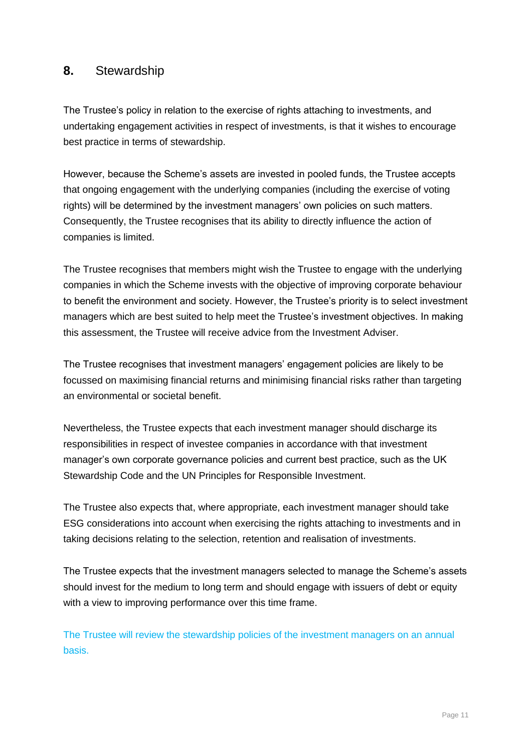## 8. Stewardship

The Trustee's policy in relation to the exercise of rights attaching to investments, and undertaking engagement activities in respect of investments, is that it wishes to encourage best practice in terms of stewardship.

However, because the Scheme's assets are invested in pooled funds, the Trustee accepts that ongoing engagement with the underlying companies (including the exercise of voting rights) will be determined by the investment managers' own policies on such matters. Consequently, the Trustee recognises that its ability to directly influence the action of companies is limited.

The Trustee recognises that members might wish the Trustee to engage with the underlying companies in which the Scheme invests with the objective of improving corporate behaviour to benefit the environment and society. However, the Trustee's priority is to select investment managers which are best suited to help meet the Trustee's investment objectives. In making this assessment, the Trustee will receive advice from the Investment Adviser.

The Trustee recognises that investment managers' engagement policies are likely to be focussed on maximising financial returns and minimising financial risks rather than targeting an environmental or societal benefit.

Nevertheless, the Trustee expects that each investment manager should discharge its responsibilities in respect of investee companies in accordance with that investment manager's own corporate governance policies and current best practice, such as the UK Stewardship Code and the UN Principles for Responsible Investment.

The Trustee also expects that, where appropriate, each investment manager should take ESG considerations into account when exercising the rights attaching to investments and in taking decisions relating to the selection, retention and realisation of investments.

The Trustee expects that the investment managers selected to manage the Scheme's assets should invest for the medium to long term and should engage with issuers of debt or equity with a view to improving performance over this time frame.

The Trustee will review the stewardship policies of the investment managers on an annual basis.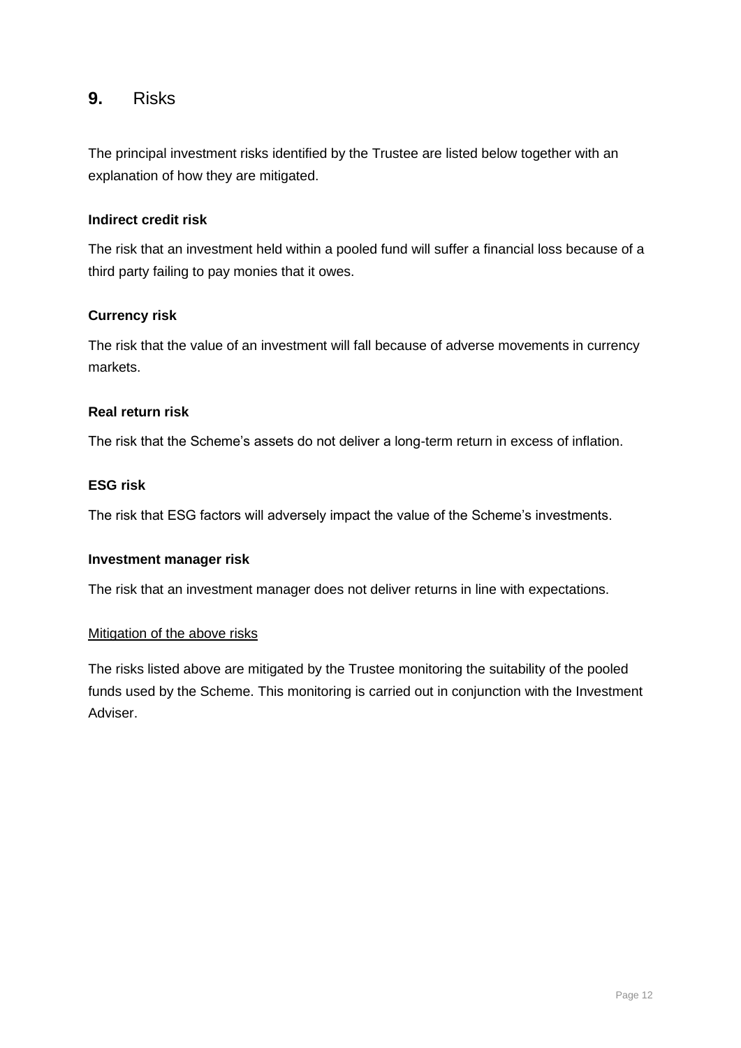## 9. Risks

The principal investment risks identified by the Trustee are listed below together with an explanation of how they are mitigated.

**Indirect credit risk**

The risk that an investment held within a pooled fund will suffer a financial loss because of a third party failing to pay monies that it owes.

**Currency risk**

The risk that the value of an investment will fall because of adverse movements in currency markets.

**Real return risk**

The risk that the Scheme's assets do not deliver a long-term return in excess of inflation.

**ESG risk**

The risk that ESG factors will adversely impact the value of the Scheme's investments.

**Investment manager risk**

The risk that an investment manager does not deliver returns in line with expectations.

<u>Mitigation of the above risks</u>

The risks listed above are mitigated by the Trustee monitoring the suitability of the pooled funds used by the Scheme. This monitoring is carried out in conjunction with the Investment Adviser.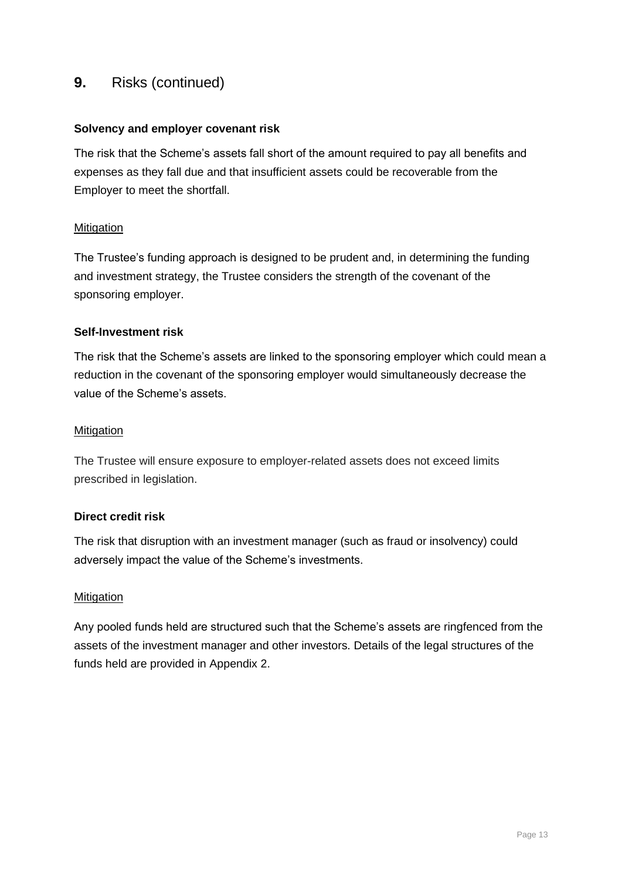## **9.** Risks (continued)

**Solvency and employer covenant risk**

The risk that the Scheme's assets fall short of the amount required to pay all benefits and expenses as they fall due and that insufficient assets could be recoverable from the Employer to meet the shortfall.

Mitigation

The Trustee's funding approach is designed to be prudent and, in determining the funding and investment strategy, the Trustee considers the strength of the covenant of the sponsoring employer.

**Self-Investment risk**

The risk that the Scheme's assets are linked to the sponsoring employer which could mean a reduction in the covenant of the sponsoring employer would simultaneously decrease the value of the Scheme's assets.

Mitigation

The Trustee will ensure exposure to employer-related assets does not exceed limits prescribed in legislation.

**Direct credit risk**

The risk that disruption with an investment manager (such as fraud or insolvency) could adversely impact the value of the Scheme's investments.

Mitigation

Any pooled funds held are structured such that the Scheme's assets are ringfenced from the assets of the investment manager and other investors. Details of the legal structures of the funds held are provided in Appendix 2.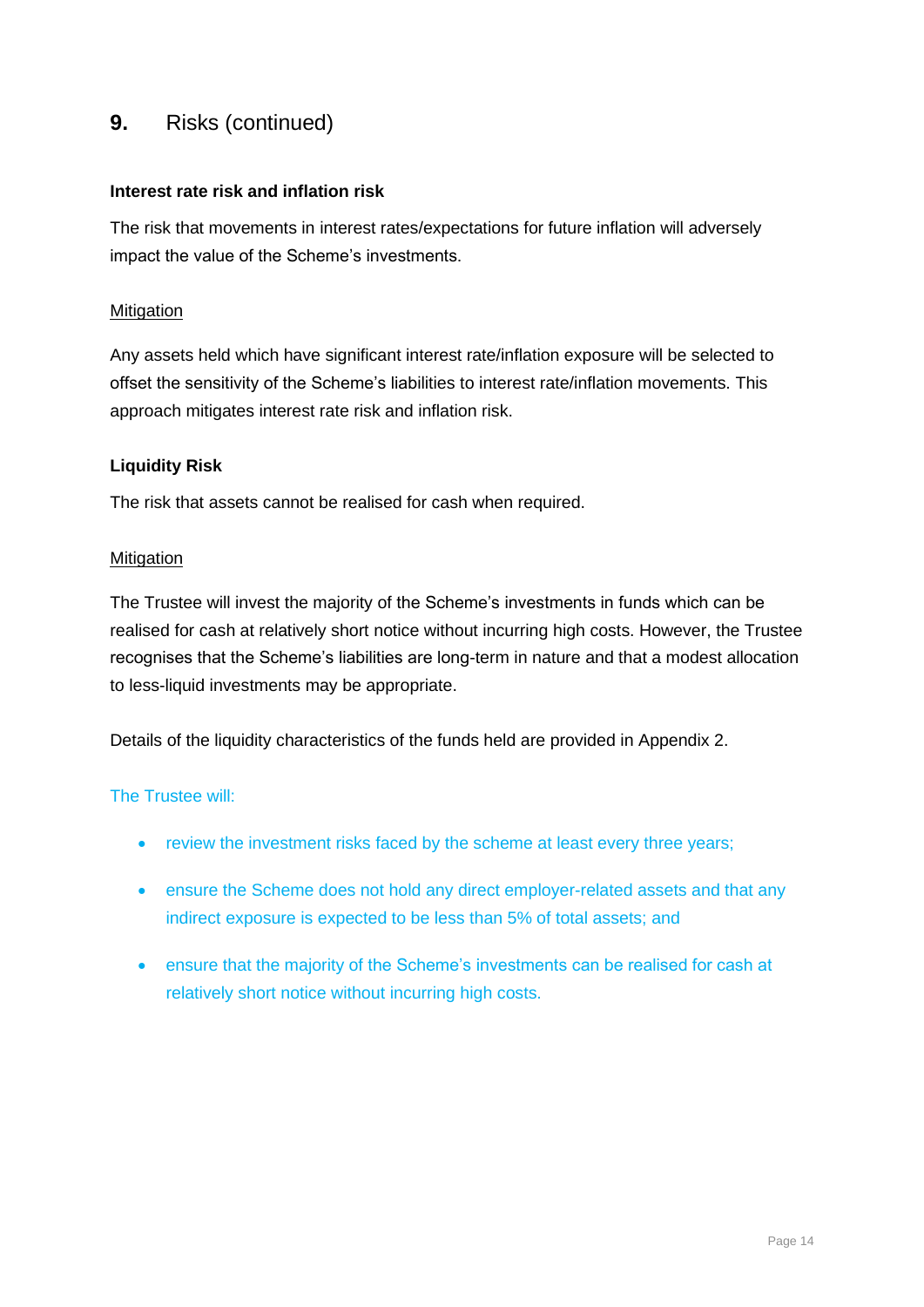## 9. Risks (continued)

**Interest rate risk and inflation risk**

The risk that movements in interest rates/expectations for future inflation will adversely impact the value of the Scheme's investments.

Mitigation

Any assets held which have significant interest rate/inflation exposure will be selected to offset the sensitivity of the Scheme's liabilities to interest rate/inflation movements. This approach mitigates interest rate risk and inflation risk.

**Liquidity Risk**

The risk that assets cannot be realised for cash when required.

Mitigation

The Trustee will invest the majority of the Scheme's investments in funds which can be realised for cash at relatively short notice without incurring high costs. However, the Trustee recognises that the Scheme's liabilities are long-term in nature and that a modest allocation to less-liquid investments may be appropriate.

Details of the liquidity characteristics of the funds held are provided in Appendix 2.

The Trustee will:

- review the investment risks faced by the scheme at least every three years;
- ensure the Scheme does not hold any direct employer-related assets and that any indirect exposure is expected to be less than 5% of total assets; and
- ensure that the majority of the Scheme's investments can be realised for cash at relatively short notice without incurring high costs.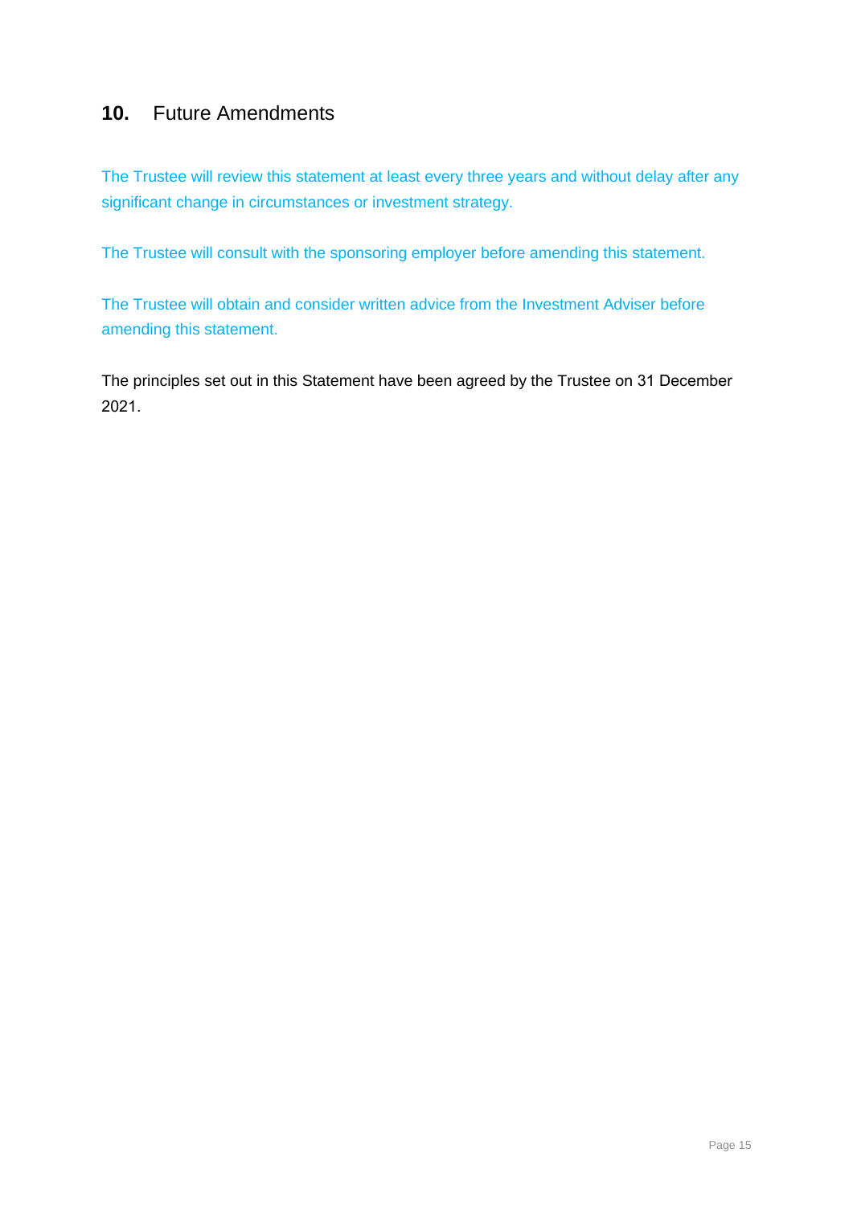## 10. Future Amendments

The Trustee will review this statement at least every three years and without delay after any significant change in circumstances or investment strategy.

The Trustee will consult with the sponsoring employer before amending this statement.

The Trustee will obtain and consider written advice from the Investment Adviser before amending this statement.

The principles set out in this Statement have been agreed by the Trustee on 31 December 2021.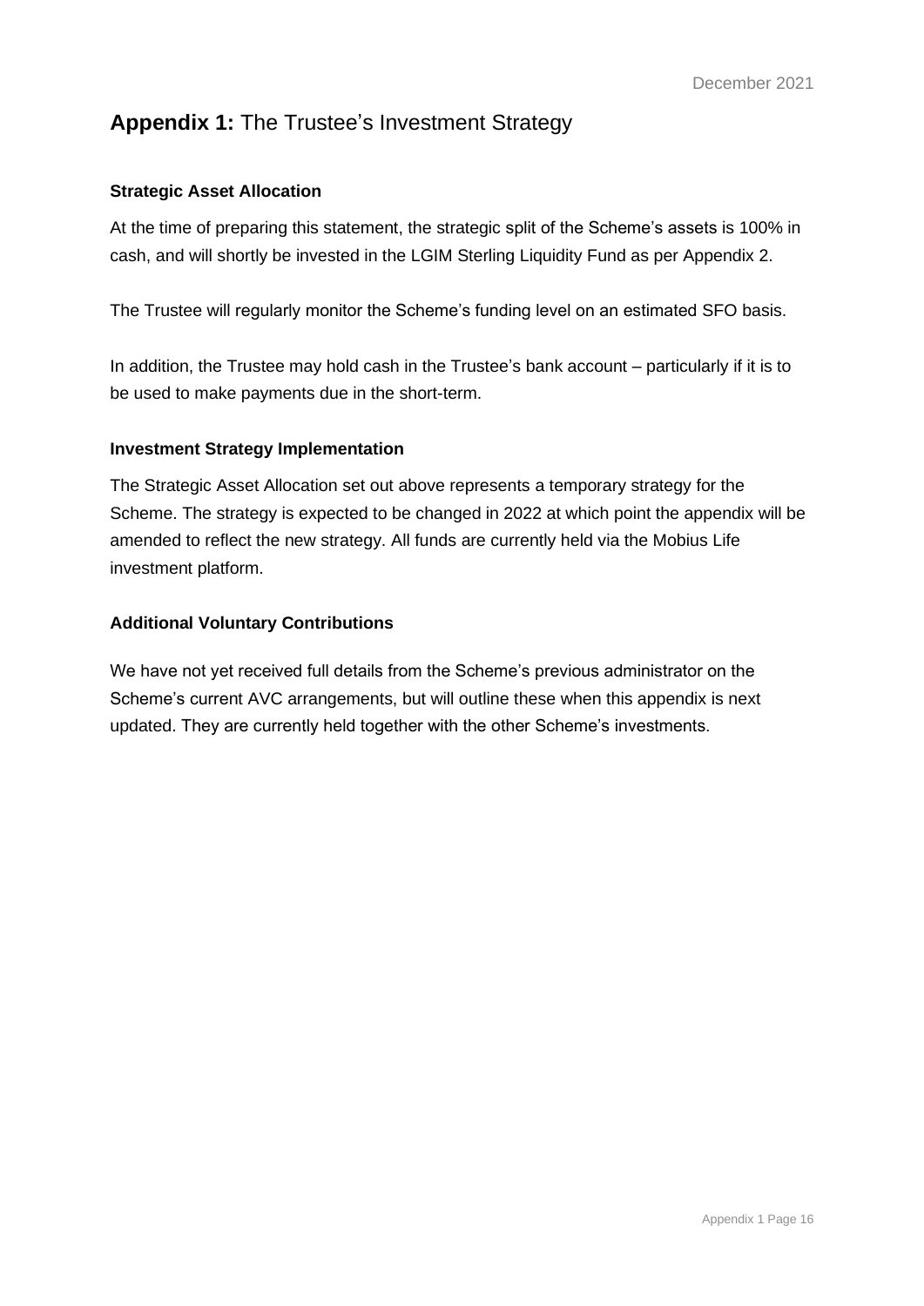## **Appendix 1:** The Trustee's Investment Strategy

### Strategic Asset Allocation

At the time of preparing this statement, the strategic split of the Scheme's assets is 100% in cash, and will shortly be invested in the LGIM Sterling Liquidity Fund as per Appendix 2.

The Trustee will regularly monitor the Scheme's funding level on an estimated SFO basis.

In addition, the Trustee may hold cash in the Trustee's bank account – particularly if it is to be used to make payments due in the short-term.

### Investment Strategy Implementation

The Strategic Asset Allocation set out above represents a temporary strategy for the Scheme. The strategy is expected to be changed in 2022 at which point the appendix will be amended to reflect the new strategy. All funds are currently held via the Mobius Life investment platform.

### Additional Voluntary Contributions

We have not yet received full details from the Scheme's previous administrator on the Scheme's current AVC arrangements, but will outline these when this appendix is next updated. They are currently held together with the other Scheme's investments.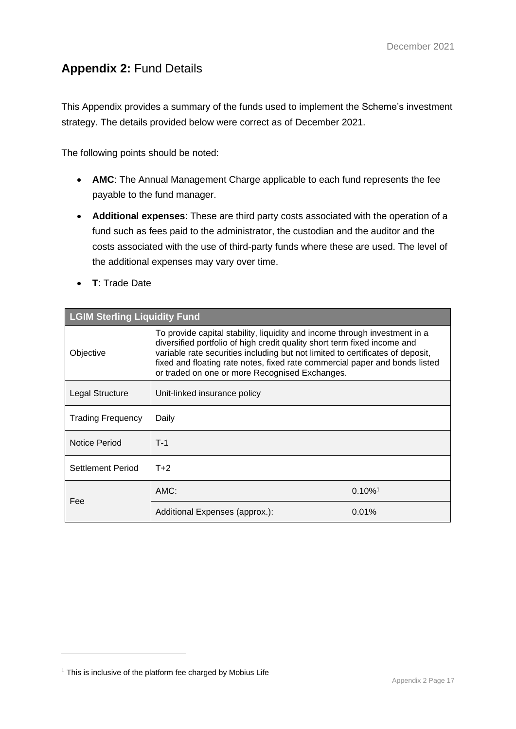## **Appendix 2:** Fund Details

This Appendix provides a summary of the funds used to implement the Scheme's investment strategy. The details provided below were correct as of December 2021.

The following points should be noted:

- **AMC**: The Annual Management Charge applicable to each fund represents the fee payable to the fund manager.
- **Additional expenses**: These are third party costs associated with the operation of a fund such as fees paid to the administrator, the custodian and the auditor and the costs associated with the use of third-party funds where these are used. The level of the additional expenses may vary over time.
- **T**: Trade Date

| **LGIM Sterling Liquidity Fund** | | |
|---|---|---|
| Objective | To provide capital stability, liquidity and income through investment in a diversified portfolio of high credit quality short term fixed income and variable rate securities including but not limited to certificates of deposit, fixed and floating rate notes, fixed rate commercial paper and bonds listed or traded on one or more Recognised Exchanges. | |
| Legal Structure | Unit-linked insurance policy | |
| Trading Frequency | Daily | |
| Notice Period | T-1 | |
| Settlement Period | T+2 | |
| Fee | AMC: | 0.10%[1] |
| | Additional Expenses (approx.): | 0.01% |

[1] This is inclusive of the platform fee charged by Mobius Life